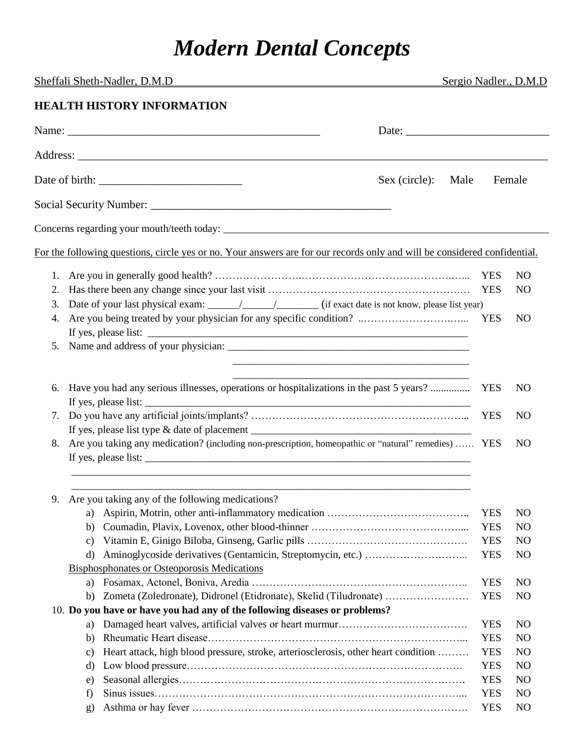# *Modern Dental Concepts*

Sheffali Sheth-Nadler, D.M.D Sergio Nadler., D.M.D

## HEALTH HISTORY INFORMATION

Name: ___________________________________________ Date: ________________________

Address: ___________________________________________________________________________________

Date of birth: ________________________ Sex (circle): Male Female

Social Security Number: __________________________________________

Concerns regarding your mouth/teeth today: _______________________________________________________________

For the following questions, circle yes or no. Your answers are for our records only and will be considered confidential.

1. Are you in generally good health? ……………………………………………………………… YES NO
2. Has there been any change since your last visit ………………………………………………… YES NO
3. Date of your last physical exam: ______/______/________ (if exact date is not know, please list year)
4. Are you being treated by your physician for any specific condition? ..………………………….. YES NO
   If yes, please list: _______________________________________________________________
5. Name and address of your physician: _____________________________________________
   _____________________________________________
   _____________________________________________
6. Have you had any serious illnesses, operations or hospitalizations in the past 5 years? ............... YES NO
   If yes, please list: _______________________________________________________________
7. Do you have any artificial joints/implants? …………………………………………………….... YES NO
   If yes, please list type & date of placement ________________________________________
8. Are you taking any medication? (including non-prescription, homeopathic or "natural" remedies) …… YES NO
   If yes, please list: _______________________________________________________________
   ___________________________________________________________________________
   ___________________________________________________________________________
9. Are you taking any of the following medications?
   a) Aspirin, Motrin, other anti-inflammatory medication ………………………………….. YES NO
   b) Coumadin, Plavix, Lovenox, other blood-thinner …………………………………….... YES NO
   c) Vitamin E, Ginigo Biloba, Ginseng, Garlic pills ……………………………………….. YES NO
   d) Aminoglycoside derivatives (Gentamicin, Streptomycin, etc.) ………………………... YES NO

   Bisphosphonates or Osteoporosis Medications

   a) Fosamax, Actonel, Boniva, Aredia …………………………………………………….. YES NO
   b) Zometa (Zoledronate), Didronel (Etidronate), Skelid (Tiludronate) …………………… YES NO
10. **Do you have or have you had any of the following diseases or problems?**
    a) Damaged heart valves, artificial valves or heart murmur………………………………. YES NO
    b) Rheumatic Heart disease……………………………………………………………….... YES NO
    c) Heart attack, high blood pressure, stroke, arteriosclerosis, other heart condition ……… YES NO
    d) Low blood pressure………………………………………………………………………. YES NO
    e) Seasonal allergies…………………………………………………………………………. YES NO
    f) Sinus issues………………………………………………………………………………... YES NO
    g) Asthma or hay fever ……………………………………………………………………. YES NO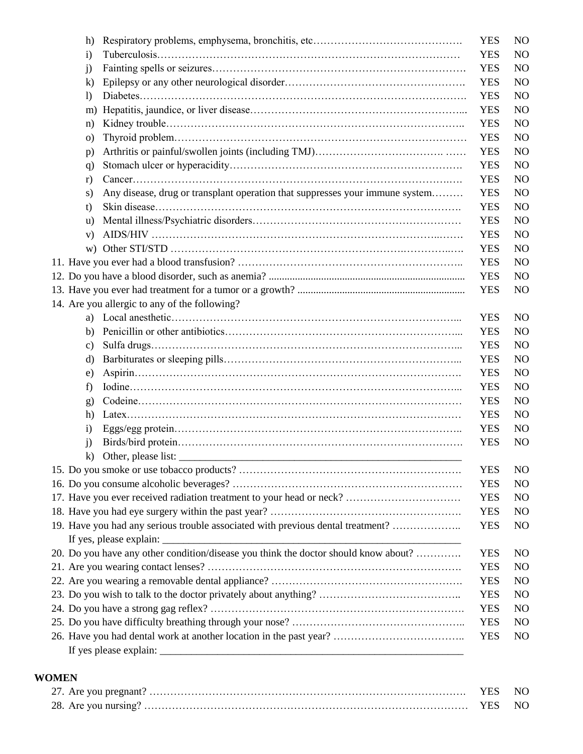h) Respiratory problems, emphysema, bronchitis, etc……………………………………. YES NO
i) Tuberculosis………………………………………………………………………… YES NO
j) Fainting spells or seizures……………………………………………………………. YES NO
k) Epilepsy or any other neurological disorder……………………………………………. YES NO
l) Diabetes………………………………………………………………………………. YES NO
m) Hepatitis, jaundice, or liver disease………………………………………………….... YES NO
n) Kidney trouble……………………………………………………………………….. YES NO
o) Thyroid problem……………………………………………………………………… YES NO
p) Arthritis or painful/swollen joints (including TMJ)………………………………. …… YES NO
q) Stomach ulcer or hyperacidity………………………………………………………. YES NO
r) Cancer………………………………………………………………………………. YES NO
s) Any disease, drug or transplant operation that suppresses your immune system……… YES NO
t) Skin disease…………………………………………………………………………. YES NO
u) Mental illness/Psychiatric disorders…………………………………………………… YES NO
v) AIDS/HIV ………………………………………………………………………..……. YES NO
w) Other STI/STD ……………………………………………………………..………..…. YES NO

11. Have you ever had a blood transfusion? ……………………………………………………….. YES NO
12. Do you have a blood disorder, such as anemia? ........................................................................... YES NO
13. Have you ever had treatment for a tumor or a growth? ............................................................... YES NO
14. Are you allergic to any of the following?
    a) Local anesthetic……………………………………………………………………... YES NO
    b) Penicillin or other antibiotics………………………………………………………... YES NO
    c) Sulfa drugs…………………………………………………………………………... YES NO
    d) Barbiturates or sleeping pills………………………………………………………... YES NO
    e) Aspirin………………………………………………………………………………. YES NO
    f) Iodine………………………………………………………………………………... YES NO
    g) Codeine……………………………………………………………………………… YES NO
    h) Latex………………………………………………………………………………… YES NO
    i) Eggs/egg protein…………………………………………………………………….. YES NO
    j) Birds/bird protein……………………………………………………………………. YES NO
    k) Other, please list: ______________________________________________________
15. Do you smoke or use tobacco products? ………………………………………………………. YES NO
16. Do you consume alcoholic beverages? ………………………………………………………… YES NO
17. Have you ever received radiation treatment to your head or neck? …………………………… YES NO
18. Have you had eye surgery within the past year? ………………………………………………. YES NO
19. Have you had any serious trouble associated with previous dental treatment? ……………….. YES NO
    If yes, please explain: ______________________________________________________
20. Do you have any other condition/disease you think the doctor should know about? …………. YES NO
21. Are you wearing contact lenses? ………………………………………………………………. YES NO
22. Are you wearing a removable dental appliance? ………………………………………………. YES NO
23. Do you wish to talk to the doctor privately about anything? ………………………………….. YES NO
24. Do you have a strong gag reflex? ………………………………………………………………. YES NO
25. Do you have difficulty breathing through your nose? ………………………………………….. YES NO
26. Have you had dental work at another location in the past year? ……………………………….. YES NO
    If yes please explain: ______________________________________________________

**WOMEN**

27. Are you pregnant? ………………………………………………………………………………. YES NO
28. Are you nursing? ……………………………………………………………………………… YES NO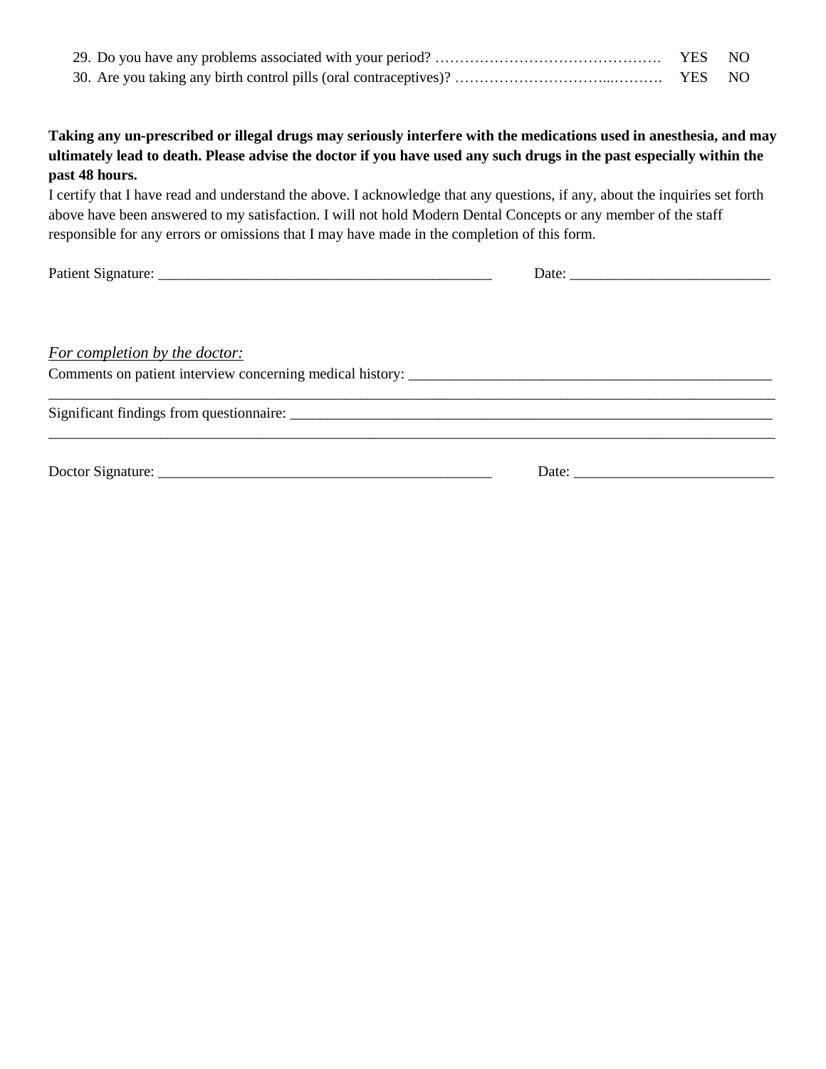29. Do you have any problems associated with your period? ………………………………………. YES NO
30. Are you taking any birth control pills (oral contraceptives)? …………………………...………. YES NO

**Taking any un-prescribed or illegal drugs may seriously interfere with the medications used in anesthesia, and may ultimately lead to death. Please advise the doctor if you have used any such drugs in the past especially within the past 48 hours.**

I certify that I have read and understand the above. I acknowledge that any questions, if any, about the inquiries set forth above have been answered to my satisfaction. I will not hold Modern Dental Concepts or any member of the staff responsible for any errors or omissions that I may have made in the completion of this form.

Patient Signature: _______________________________________________ Date: ___________________________

*For completion by the doctor:*

Comments on patient interview concerning medical history: ____________________________________________________
_____________________________________________________________________________________________________

Significant findings from questionnaire: _____________________________________________________________________
_____________________________________________________________________________________________________

Doctor Signature: _______________________________________________ Date: ___________________________